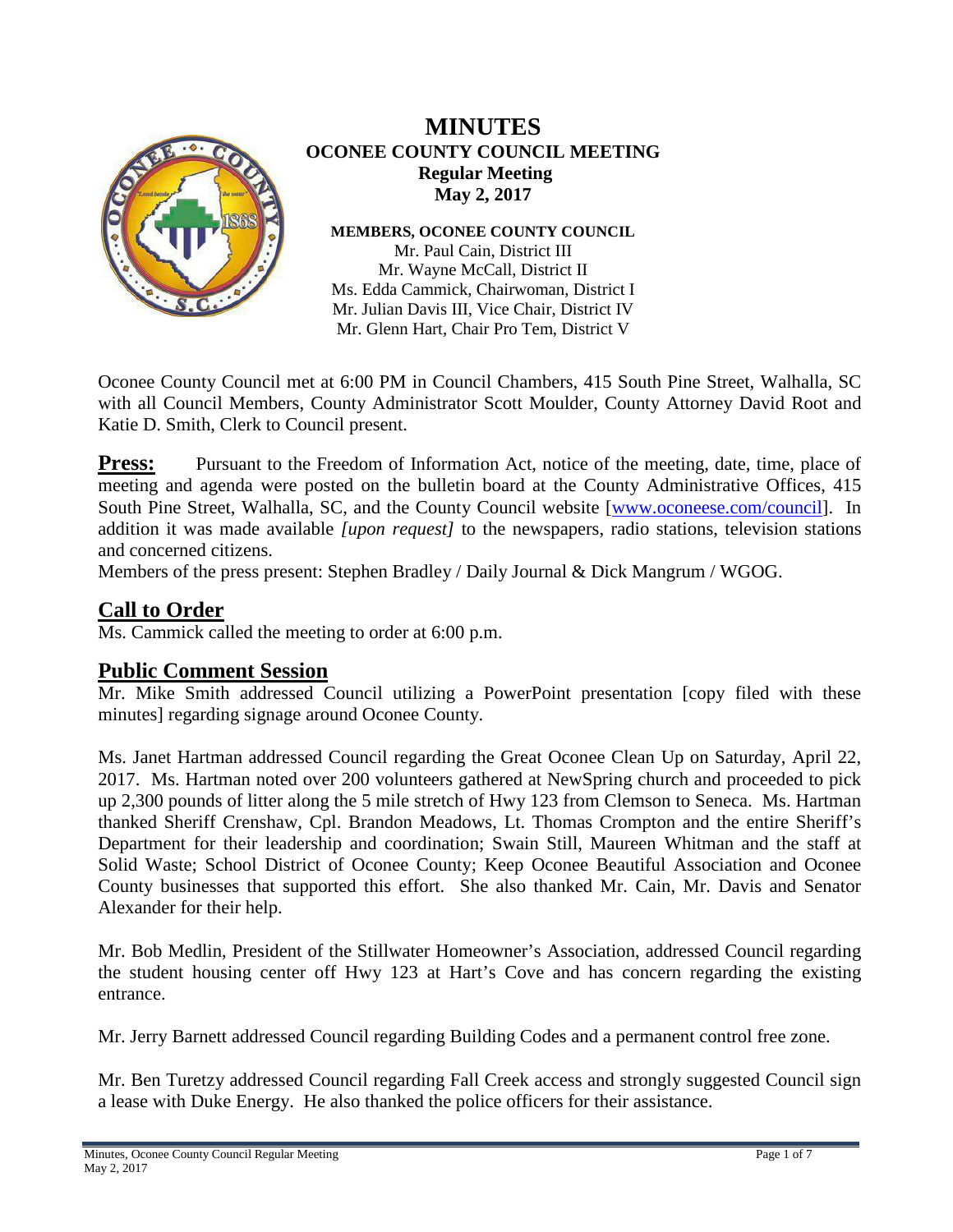# MINUTES

## OCONEE COUNTY COUNCIL MEETING

**Regular Meeting**
**May 2, 2017**

**MEMBERS, OCONEE COUNTY COUNCIL**

Mr. Paul Cain, District III
Mr. Wayne McCall, District II
Ms. Edda Cammick, Chairwoman, District I
Mr. Julian Davis III, Vice Chair, District IV
Mr. Glenn Hart, Chair Pro Tem, District V

Oconee County Council met at 6:00 PM in Council Chambers, 415 South Pine Street, Walhalla, SC with all Council Members, County Administrator Scott Moulder, County Attorney David Root and Katie D. Smith, Clerk to Council present.

**Press:** Pursuant to the Freedom of Information Act, notice of the meeting, date, time, place of meeting and agenda were posted on the bulletin board at the County Administrative Offices, 415 South Pine Street, Walhalla, SC, and the County Council website [www.oconeese.com/council]. In addition it was made available *[upon request]* to the newspapers, radio stations, television stations and concerned citizens.

Members of the press present: Stephen Bradley / Daily Journal & Dick Mangrum / WGOG.

## Call to Order

Ms. Cammick called the meeting to order at 6:00 p.m.

## Public Comment Session

Mr. Mike Smith addressed Council utilizing a PowerPoint presentation [copy filed with these minutes] regarding signage around Oconee County.

Ms. Janet Hartman addressed Council regarding the Great Oconee Clean Up on Saturday, April 22, 2017. Ms. Hartman noted over 200 volunteers gathered at NewSpring church and proceeded to pick up 2,300 pounds of litter along the 5 mile stretch of Hwy 123 from Clemson to Seneca. Ms. Hartman thanked Sheriff Crenshaw, Cpl. Brandon Meadows, Lt. Thomas Crompton and the entire Sheriff's Department for their leadership and coordination; Swain Still, Maureen Whitman and the staff at Solid Waste; School District of Oconee County; Keep Oconee Beautiful Association and Oconee County businesses that supported this effort. She also thanked Mr. Cain, Mr. Davis and Senator Alexander for their help.

Mr. Bob Medlin, President of the Stillwater Homeowner's Association, addressed Council regarding the student housing center off Hwy 123 at Hart's Cove and has concern regarding the existing entrance.

Mr. Jerry Barnett addressed Council regarding Building Codes and a permanent control free zone.

Mr. Ben Turetzy addressed Council regarding Fall Creek access and strongly suggested Council sign a lease with Duke Energy. He also thanked the police officers for their assistance.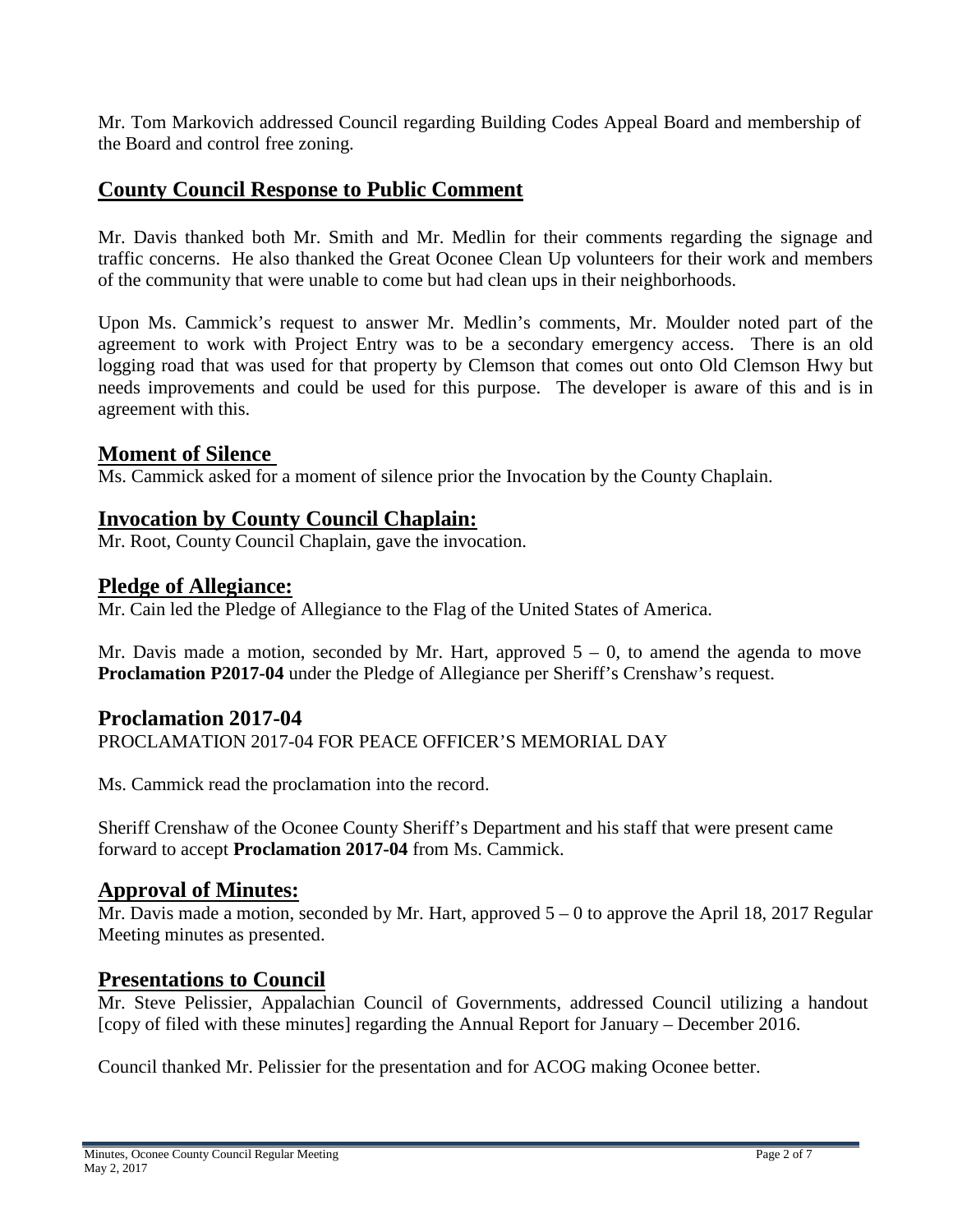Mr. Tom Markovich addressed Council regarding Building Codes Appeal Board and membership of the Board and control free zoning.

## County Council Response to Public Comment

Mr. Davis thanked both Mr. Smith and Mr. Medlin for their comments regarding the signage and traffic concerns. He also thanked the Great Oconee Clean Up volunteers for their work and members of the community that were unable to come but had clean ups in their neighborhoods.

Upon Ms. Cammick's request to answer Mr. Medlin's comments, Mr. Moulder noted part of the agreement to work with Project Entry was to be a secondary emergency access. There is an old logging road that was used for that property by Clemson that comes out onto Old Clemson Hwy but needs improvements and could be used for this purpose. The developer is aware of this and is in agreement with this.

## Moment of Silence

Ms. Cammick asked for a moment of silence prior the Invocation by the County Chaplain.

## Invocation by County Council Chaplain:

Mr. Root, County Council Chaplain, gave the invocation.

## Pledge of Allegiance:

Mr. Cain led the Pledge of Allegiance to the Flag of the United States of America.

Mr. Davis made a motion, seconded by Mr. Hart, approved 5 – 0, to amend the agenda to move **Proclamation P2017-04** under the Pledge of Allegiance per Sheriff's Crenshaw's request.

## Proclamation 2017-04

PROCLAMATION 2017-04 FOR PEACE OFFICER'S MEMORIAL DAY

Ms. Cammick read the proclamation into the record.

Sheriff Crenshaw of the Oconee County Sheriff's Department and his staff that were present came forward to accept **Proclamation 2017-04** from Ms. Cammick.

## Approval of Minutes:

Mr. Davis made a motion, seconded by Mr. Hart, approved 5 – 0 to approve the April 18, 2017 Regular Meeting minutes as presented.

## Presentations to Council

Mr. Steve Pelissier, Appalachian Council of Governments, addressed Council utilizing a handout [copy of filed with these minutes] regarding the Annual Report for January – December 2016.

Council thanked Mr. Pelissier for the presentation and for ACOG making Oconee better.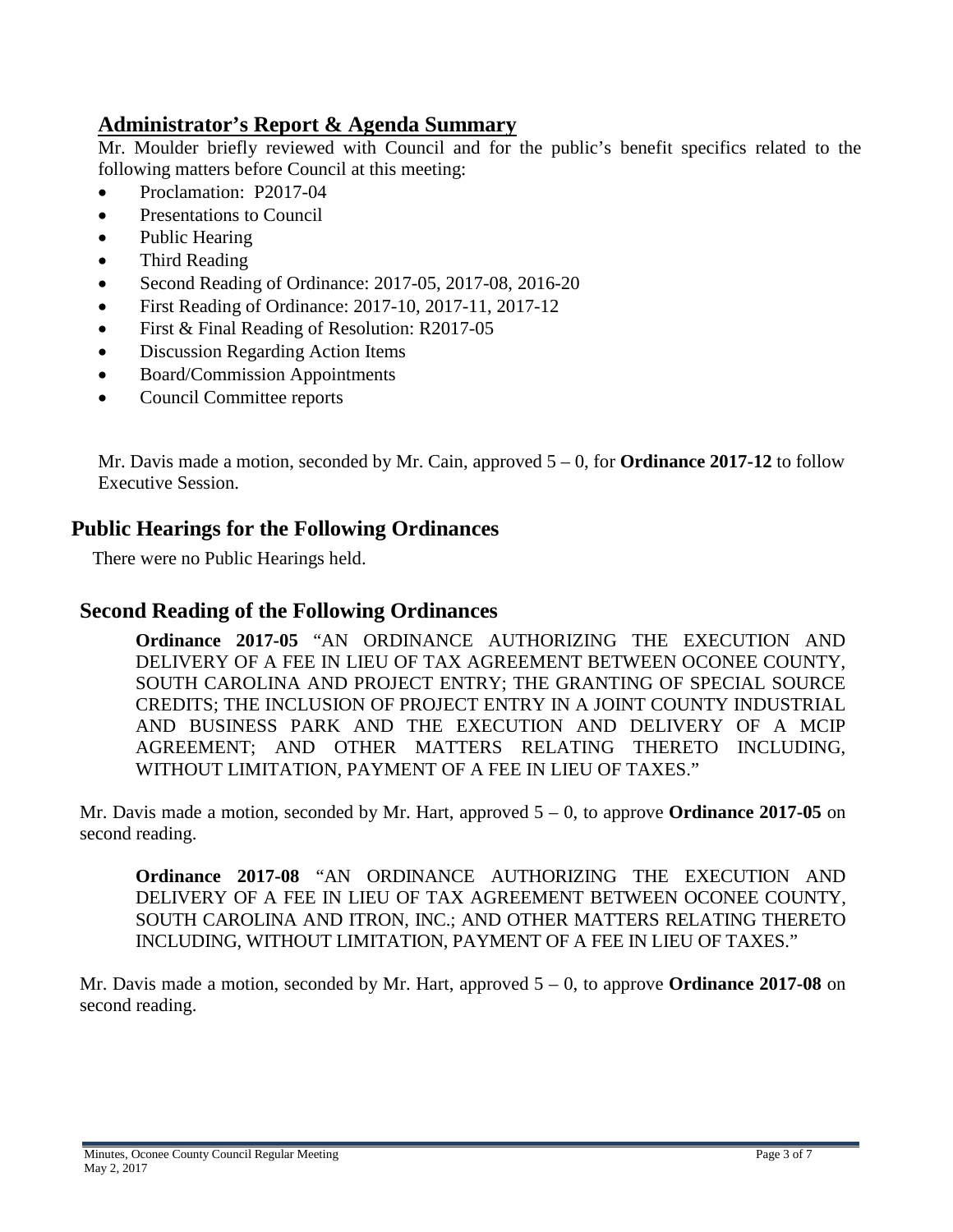## Administrator's Report & Agenda Summary

Mr. Moulder briefly reviewed with Council and for the public's benefit specifics related to the following matters before Council at this meeting:

- Proclamation: P2017-04
- Presentations to Council
- Public Hearing
- Third Reading
- Second Reading of Ordinance: 2017-05, 2017-08, 2016-20
- First Reading of Ordinance: 2017-10, 2017-11, 2017-12
- First & Final Reading of Resolution: R2017-05
- Discussion Regarding Action Items
- Board/Commission Appointments
- Council Committee reports

Mr. Davis made a motion, seconded by Mr. Cain, approved 5 – 0, for **Ordinance 2017-12** to follow Executive Session.

## Public Hearings for the Following Ordinances

There were no Public Hearings held.

## Second Reading of the Following Ordinances

**Ordinance 2017-05** "AN ORDINANCE AUTHORIZING THE EXECUTION AND DELIVERY OF A FEE IN LIEU OF TAX AGREEMENT BETWEEN OCONEE COUNTY, SOUTH CAROLINA AND PROJECT ENTRY; THE GRANTING OF SPECIAL SOURCE CREDITS; THE INCLUSION OF PROJECT ENTRY IN A JOINT COUNTY INDUSTRIAL AND BUSINESS PARK AND THE EXECUTION AND DELIVERY OF A MCIP AGREEMENT; AND OTHER MATTERS RELATING THERETO INCLUDING, WITHOUT LIMITATION, PAYMENT OF A FEE IN LIEU OF TAXES."

Mr. Davis made a motion, seconded by Mr. Hart, approved 5 – 0, to approve **Ordinance 2017-05** on second reading.

**Ordinance 2017-08** "AN ORDINANCE AUTHORIZING THE EXECUTION AND DELIVERY OF A FEE IN LIEU OF TAX AGREEMENT BETWEEN OCONEE COUNTY, SOUTH CAROLINA AND ITRON, INC.; AND OTHER MATTERS RELATING THERETO INCLUDING, WITHOUT LIMITATION, PAYMENT OF A FEE IN LIEU OF TAXES."

Mr. Davis made a motion, seconded by Mr. Hart, approved 5 – 0, to approve **Ordinance 2017-08** on second reading.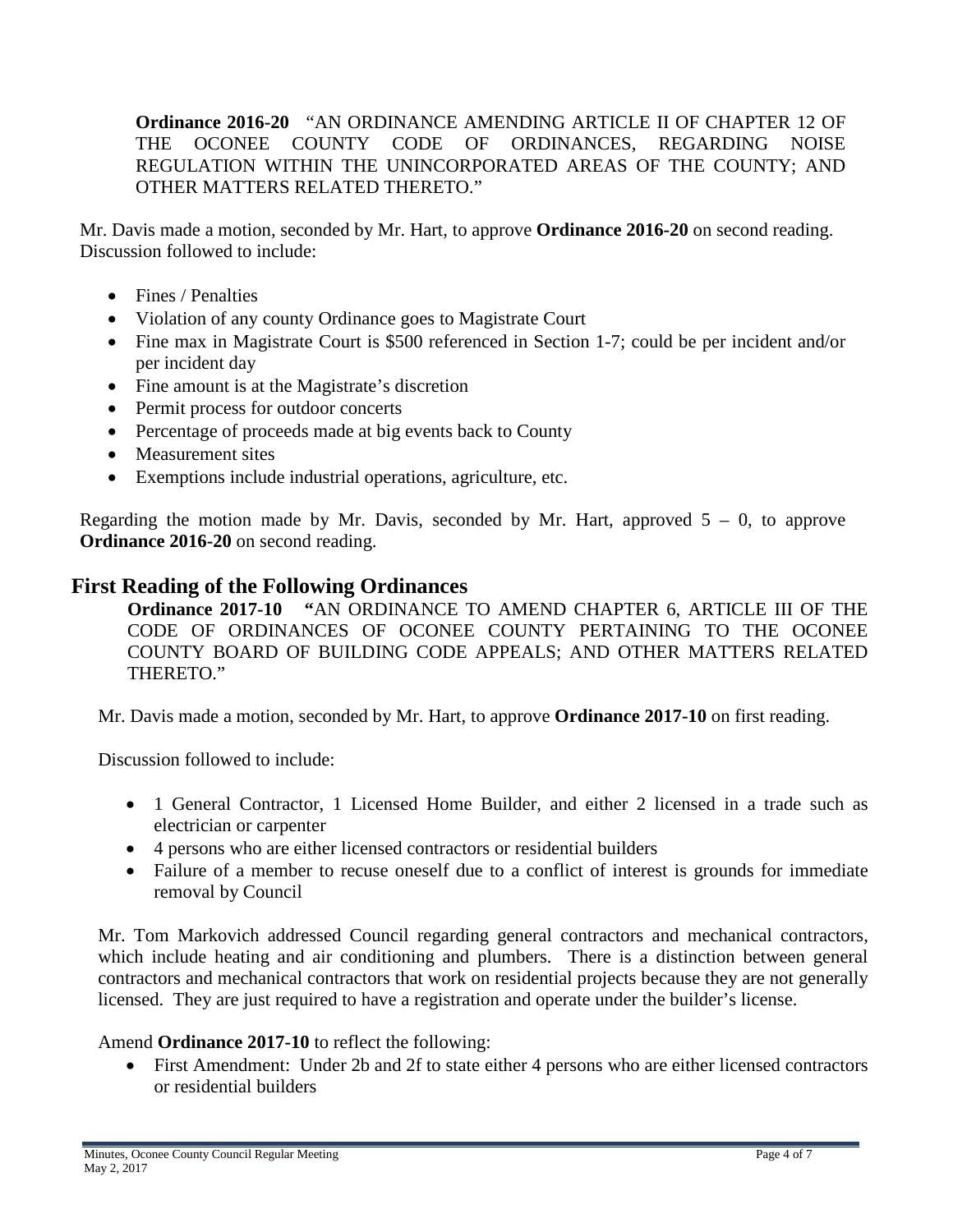**Ordinance 2016-20** "AN ORDINANCE AMENDING ARTICLE II OF CHAPTER 12 OF THE OCONEE COUNTY CODE OF ORDINANCES, REGARDING NOISE REGULATION WITHIN THE UNINCORPORATED AREAS OF THE COUNTY; AND OTHER MATTERS RELATED THERETO."

Mr. Davis made a motion, seconded by Mr. Hart, to approve **Ordinance 2016-20** on second reading. Discussion followed to include:

- Fines / Penalties
- Violation of any county Ordinance goes to Magistrate Court
- Fine max in Magistrate Court is $500 referenced in Section 1-7; could be per incident and/or per incident day
- Fine amount is at the Magistrate's discretion
- Permit process for outdoor concerts
- Percentage of proceeds made at big events back to County
- Measurement sites
- Exemptions include industrial operations, agriculture, etc.

Regarding the motion made by Mr. Davis, seconded by Mr. Hart, approved 5 – 0, to approve **Ordinance 2016-20** on second reading.

## First Reading of the Following Ordinances

**Ordinance 2017-10** **"**AN ORDINANCE TO AMEND CHAPTER 6, ARTICLE III OF THE CODE OF ORDINANCES OF OCONEE COUNTY PERTAINING TO THE OCONEE COUNTY BOARD OF BUILDING CODE APPEALS; AND OTHER MATTERS RELATED THERETO."

Mr. Davis made a motion, seconded by Mr. Hart, to approve **Ordinance 2017-10** on first reading.

Discussion followed to include:

- 1 General Contractor, 1 Licensed Home Builder, and either 2 licensed in a trade such as electrician or carpenter
- 4 persons who are either licensed contractors or residential builders
- Failure of a member to recuse oneself due to a conflict of interest is grounds for immediate removal by Council

Mr. Tom Markovich addressed Council regarding general contractors and mechanical contractors, which include heating and air conditioning and plumbers. There is a distinction between general contractors and mechanical contractors that work on residential projects because they are not generally licensed. They are just required to have a registration and operate under the builder's license.

Amend **Ordinance 2017-10** to reflect the following:

- First Amendment: Under 2b and 2f to state either 4 persons who are either licensed contractors or residential builders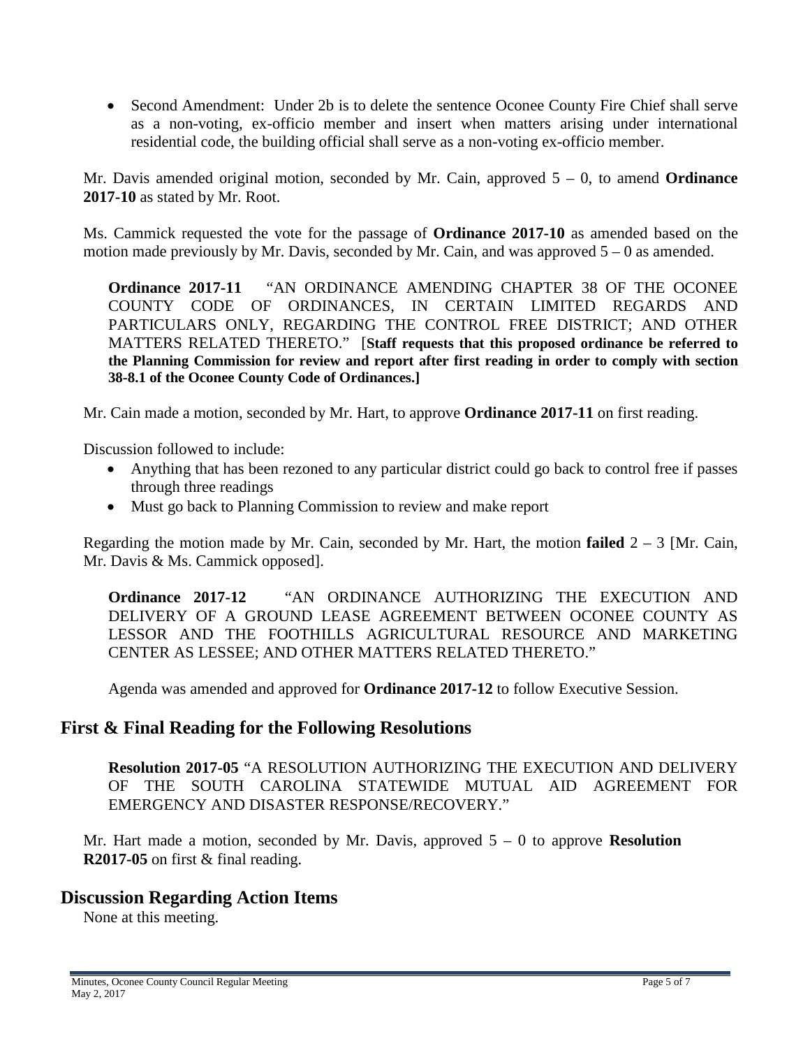- Second Amendment: Under 2b is to delete the sentence Oconee County Fire Chief shall serve as a non-voting, ex-officio member and insert when matters arising under international residential code, the building official shall serve as a non-voting ex-officio member.

Mr. Davis amended original motion, seconded by Mr. Cain, approved 5 – 0, to amend **Ordinance 2017-10** as stated by Mr. Root.

Ms. Cammick requested the vote for the passage of **Ordinance 2017-10** as amended based on the motion made previously by Mr. Davis, seconded by Mr. Cain, and was approved 5 – 0 as amended.

**Ordinance 2017-11** "AN ORDINANCE AMENDING CHAPTER 38 OF THE OCONEE COUNTY CODE OF ORDINANCES, IN CERTAIN LIMITED REGARDS AND PARTICULARS ONLY, REGARDING THE CONTROL FREE DISTRICT; AND OTHER MATTERS RELATED THERETO." [**Staff requests that this proposed ordinance be referred to the Planning Commission for review and report after first reading in order to comply with section 38-8.1 of the Oconee County Code of Ordinances.]**

Mr. Cain made a motion, seconded by Mr. Hart, to approve **Ordinance 2017-11** on first reading.

Discussion followed to include:

- Anything that has been rezoned to any particular district could go back to control free if passes through three readings
- Must go back to Planning Commission to review and make report

Regarding the motion made by Mr. Cain, seconded by Mr. Hart, the motion **failed** 2 – 3 [Mr. Cain, Mr. Davis & Ms. Cammick opposed].

**Ordinance 2017-12** "AN ORDINANCE AUTHORIZING THE EXECUTION AND DELIVERY OF A GROUND LEASE AGREEMENT BETWEEN OCONEE COUNTY AS LESSOR AND THE FOOTHILLS AGRICULTURAL RESOURCE AND MARKETING CENTER AS LESSEE; AND OTHER MATTERS RELATED THERETO."

Agenda was amended and approved for **Ordinance 2017-12** to follow Executive Session.

## First & Final Reading for the Following Resolutions

**Resolution 2017-05** "A RESOLUTION AUTHORIZING THE EXECUTION AND DELIVERY OF THE SOUTH CAROLINA STATEWIDE MUTUAL AID AGREEMENT FOR EMERGENCY AND DISASTER RESPONSE/RECOVERY."

Mr. Hart made a motion, seconded by Mr. Davis, approved 5 – 0 to approve **Resolution R2017-05** on first & final reading.

## Discussion Regarding Action Items

None at this meeting.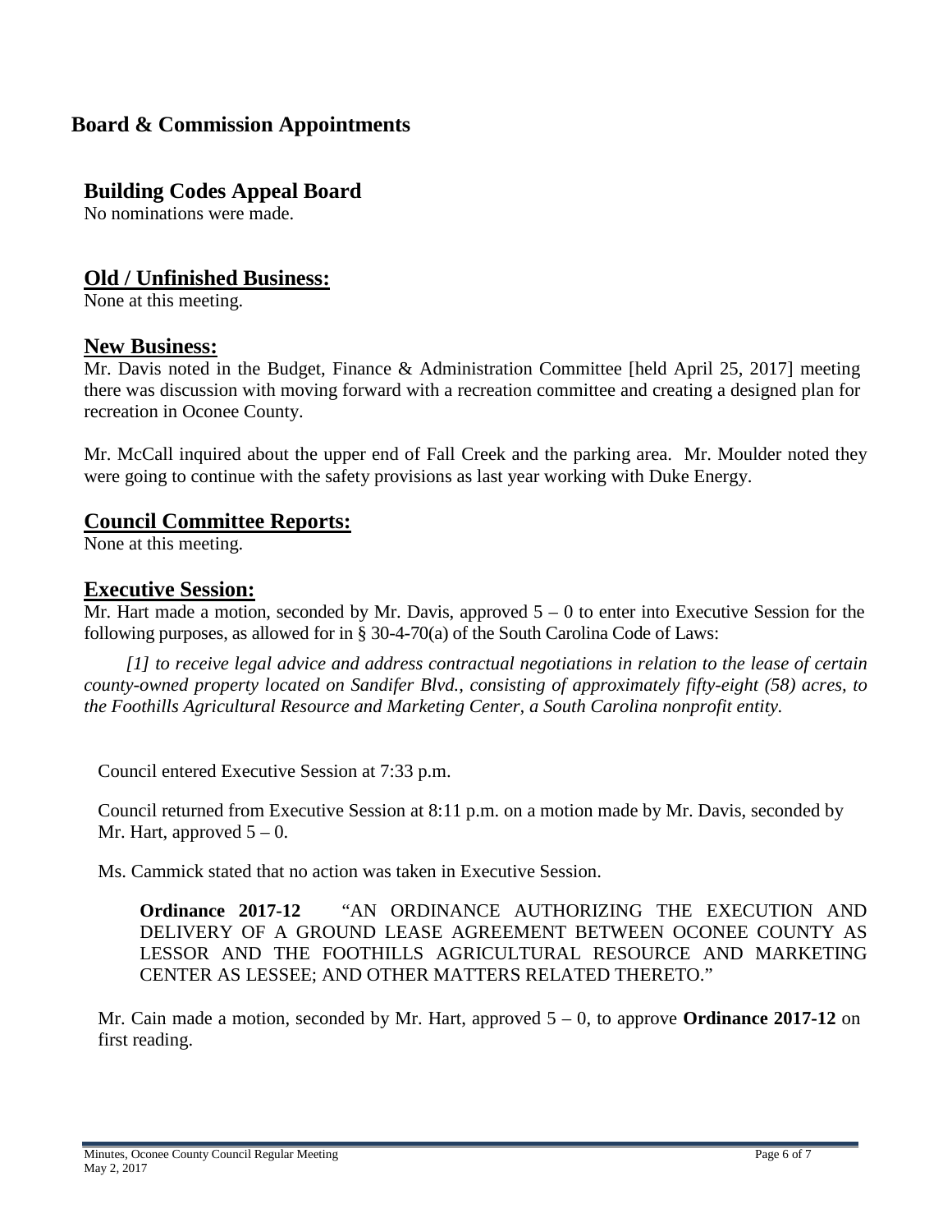## Board & Commission Appointments

### Building Codes Appeal Board

No nominations were made.

### Old / Unfinished Business:

None at this meeting.

### New Business:

Mr. Davis noted in the Budget, Finance & Administration Committee [held April 25, 2017] meeting there was discussion with moving forward with a recreation committee and creating a designed plan for recreation in Oconee County.

Mr. McCall inquired about the upper end of Fall Creek and the parking area. Mr. Moulder noted they were going to continue with the safety provisions as last year working with Duke Energy.

### Council Committee Reports:

None at this meeting.

### Executive Session:

Mr. Hart made a motion, seconded by Mr. Davis, approved 5 – 0 to enter into Executive Session for the following purposes, as allowed for in § 30-4-70(a) of the South Carolina Code of Laws:

*[1] to receive legal advice and address contractual negotiations in relation to the lease of certain county-owned property located on Sandifer Blvd., consisting of approximately fifty-eight (58) acres, to the Foothills Agricultural Resource and Marketing Center, a South Carolina nonprofit entity.*

Council entered Executive Session at 7:33 p.m.

Council returned from Executive Session at 8:11 p.m. on a motion made by Mr. Davis, seconded by Mr. Hart, approved 5 – 0.

Ms. Cammick stated that no action was taken in Executive Session.

**Ordinance 2017-12** "AN ORDINANCE AUTHORIZING THE EXECUTION AND DELIVERY OF A GROUND LEASE AGREEMENT BETWEEN OCONEE COUNTY AS LESSOR AND THE FOOTHILLS AGRICULTURAL RESOURCE AND MARKETING CENTER AS LESSEE; AND OTHER MATTERS RELATED THERETO."

Mr. Cain made a motion, seconded by Mr. Hart, approved 5 – 0, to approve **Ordinance 2017-12** on first reading.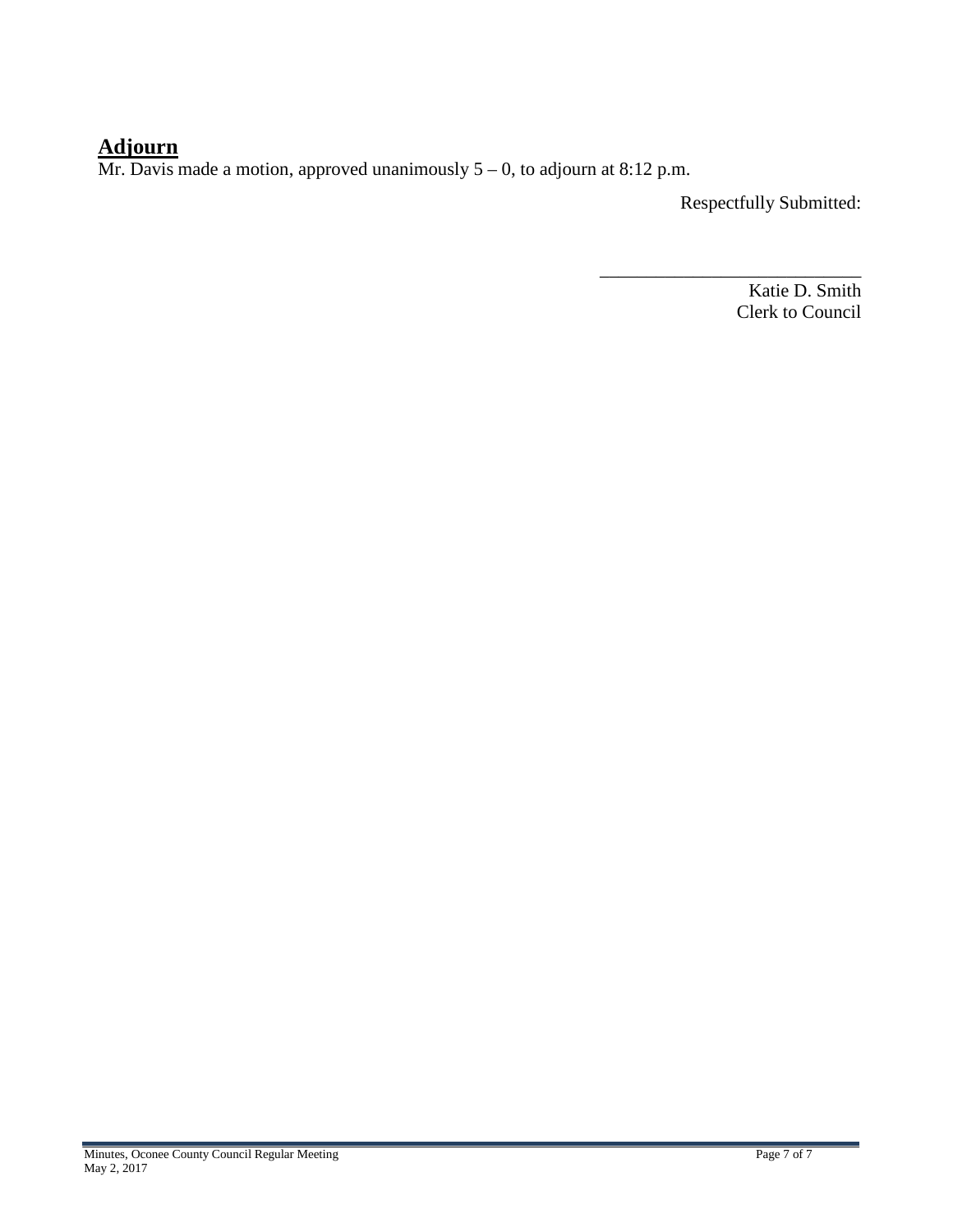## **Adjourn**

Mr. Davis made a motion, approved unanimously 5 – 0, to adjourn at 8:12 p.m.

Respectfully Submitted:

\_\_\_\_\_\_\_\_\_\_\_\_\_\_\_\_\_\_\_\_\_\_\_\_\_\_\_\_

Katie D. Smith
Clerk to Council